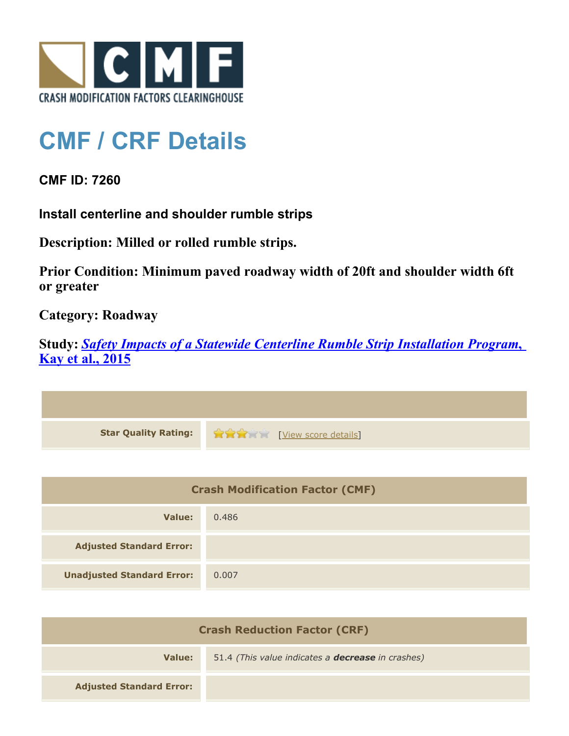CRASH MODIFICATION FACTORS CLEARINGHOUSE

# CMF / CRF Details

**CMF ID: 7260**

**Install centerline and shoulder rumble strips**

**Description: Milled or rolled rumble strips.**

**Prior Condition: Minimum paved roadway width of 20ft and shoulder width 6ft or greater**

**Category: Roadway**

**Study: *Safety Impacts of a Statewide Centerline Rumble Strip Installation Program, Kay et al., 2015***

| | |
|---|---|
| **Star Quality Rating:** | [View score details] |

| Crash Modification Factor (CMF) | |
|---|---|
| **Value:** | 0.486 |
| **Adjusted Standard Error:** | |
| **Unadjusted Standard Error:** | 0.007 |

| Crash Reduction Factor (CRF) | |
|---|---|
| **Value:** | 51.4 *(This value indicates a* ***decrease*** *in crashes)* |
| **Adjusted Standard Error:** | |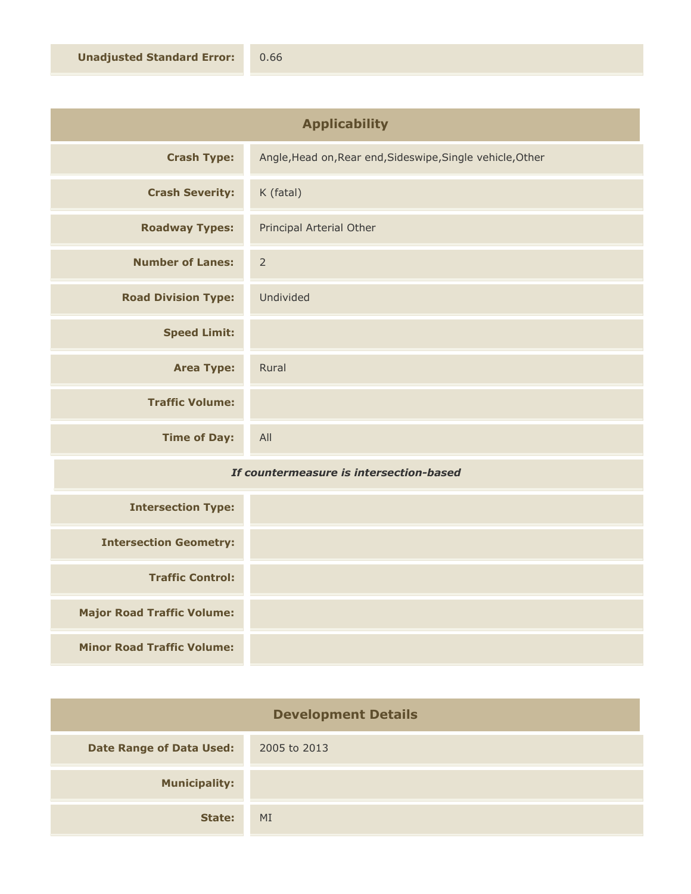| | |
|---|---|
| **Unadjusted Standard Error:** | 0.66 |

## Applicability

| | |
|---|---|
| **Crash Type:** | Angle,Head on,Rear end,Sideswipe,Single vehicle,Other |
| **Crash Severity:** | K (fatal) |
| **Roadway Types:** | Principal Arterial Other |
| **Number of Lanes:** | 2 |
| **Road Division Type:** | Undivided |
| **Speed Limit:** | |
| **Area Type:** | Rural |
| **Traffic Volume:** | |
| **Time of Day:** | All |

*If countermeasure is intersection-based*

| | |
|---|---|
| **Intersection Type:** | |
| **Intersection Geometry:** | |
| **Traffic Control:** | |
| **Major Road Traffic Volume:** | |
| **Minor Road Traffic Volume:** | |

## Development Details

| | |
|---|---|
| **Date Range of Data Used:** | 2005 to 2013 |
| **Municipality:** | |
| **State:** | MI |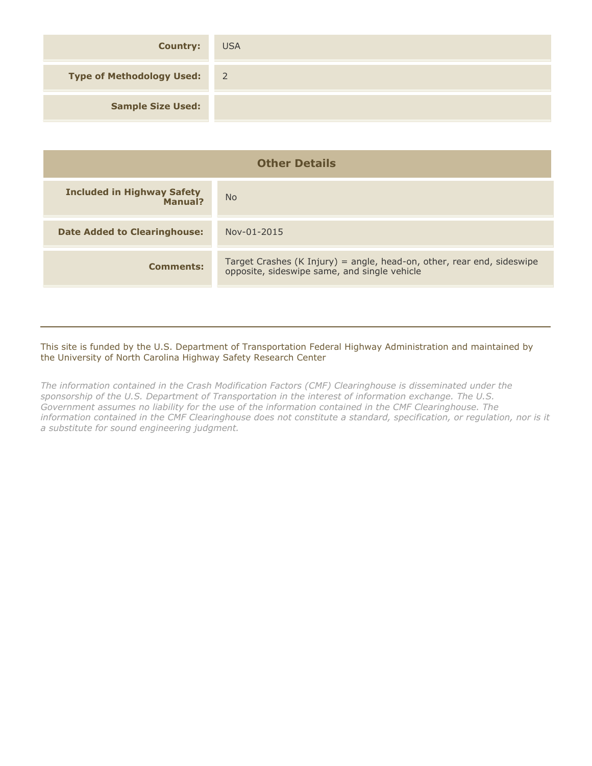| | |
|---|---|
| **Country:** | USA |
| **Type of Methodology Used:** | 2 |
| **Sample Size Used:** | |

## Other Details

| | |
|---|---|
| **Included in Highway Safety Manual?** | No |
| **Date Added to Clearinghouse:** | Nov-01-2015 |
| **Comments:** | Target Crashes (K Injury) = angle, head-on, other, rear end, sideswipe opposite, sideswipe same, and single vehicle |

---

This site is funded by the U.S. Department of Transportation Federal Highway Administration and maintained by the University of North Carolina Highway Safety Research Center

*The information contained in the Crash Modification Factors (CMF) Clearinghouse is disseminated under the sponsorship of the U.S. Department of Transportation in the interest of information exchange. The U.S. Government assumes no liability for the use of the information contained in the CMF Clearinghouse. The information contained in the CMF Clearinghouse does not constitute a standard, specification, or regulation, nor is it a substitute for sound engineering judgment.*